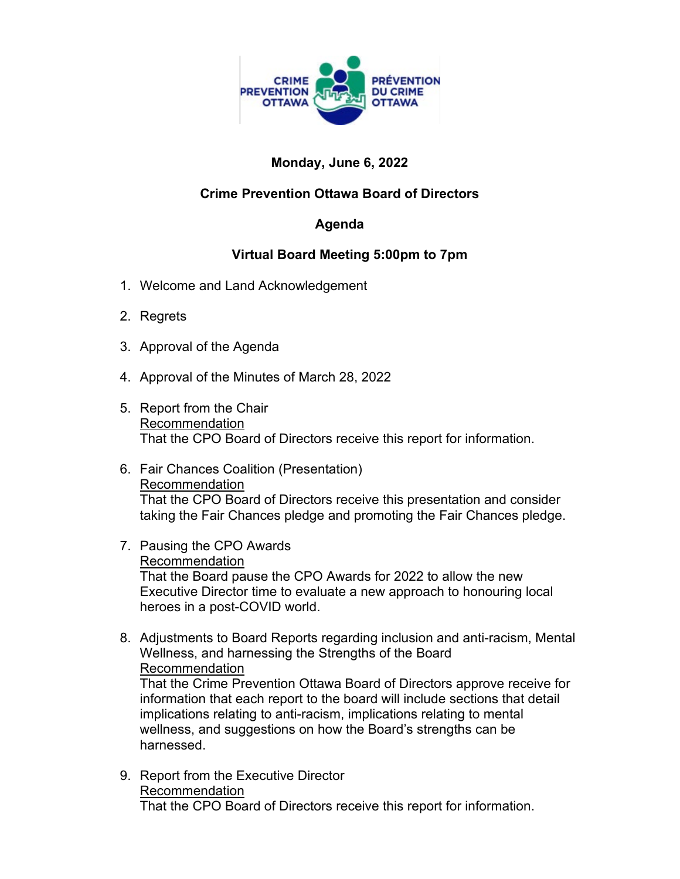CRIME PREVENTION OTTAWA | PRÉVENTION DU CRIME OTTAWA

**Monday, June 6, 2022**

**Crime Prevention Ottawa Board of Directors**

**Agenda**

**Virtual Board Meeting 5:00pm to 7pm**

1. Welcome and Land Acknowledgement

2. Regrets

3. Approval of the Agenda

4. Approval of the Minutes of March 28, 2022

5. Report from the Chair
   Recommendation
   That the CPO Board of Directors receive this report for information.

6. Fair Chances Coalition (Presentation)
   Recommendation
   That the CPO Board of Directors receive this presentation and consider taking the Fair Chances pledge and promoting the Fair Chances pledge.

7. Pausing the CPO Awards
   Recommendation
   That the Board pause the CPO Awards for 2022 to allow the new Executive Director time to evaluate a new approach to honouring local heroes in a post-COVID world.

8. Adjustments to Board Reports regarding inclusion and anti-racism, Mental Wellness, and harnessing the Strengths of the Board
   Recommendation
   That the Crime Prevention Ottawa Board of Directors approve receive for information that each report to the board will include sections that detail implications relating to anti-racism, implications relating to mental wellness, and suggestions on how the Board's strengths can be harnessed.

9. Report from the Executive Director
   Recommendation
   That the CPO Board of Directors receive this report for information.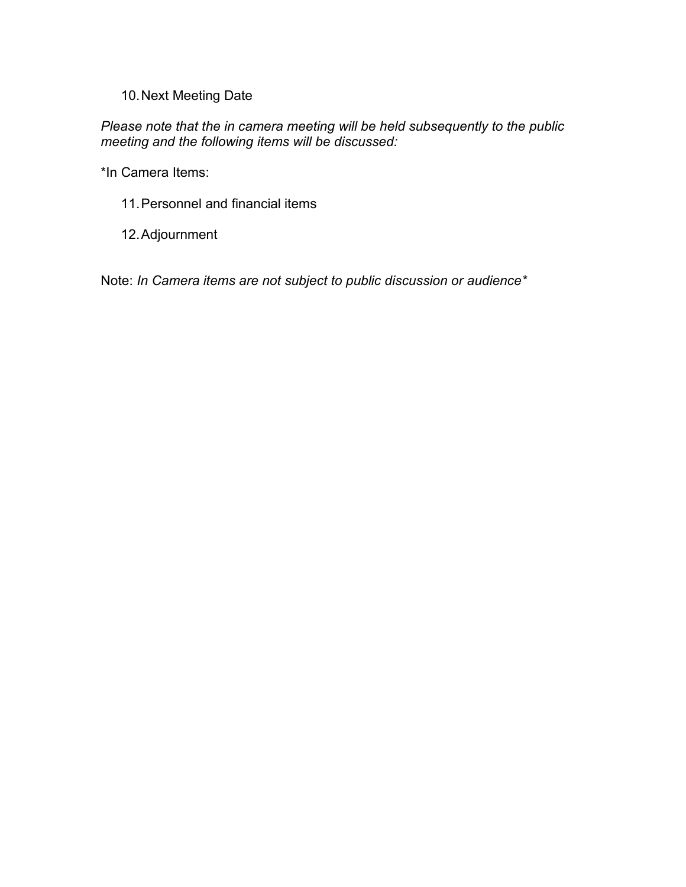10. Next Meeting Date

*Please note that the in camera meeting will be held subsequently to the public meeting and the following items will be discussed:*

*In Camera Items:

11. Personnel and financial items

12. Adjournment

Note: *In Camera items are not subject to public discussion or audience**